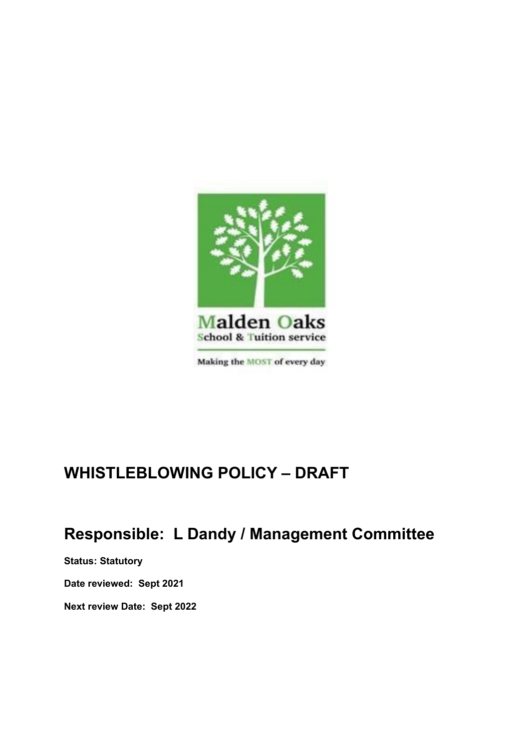Malden Oaks
School & Tuition service

Making the MOST of every day

# WHISTLEBLOWING POLICY – DRAFT

## Responsible: L Dandy / Management Committee

**Status: Statutory**

**Date reviewed: Sept 2021**

**Next review Date: Sept 2022**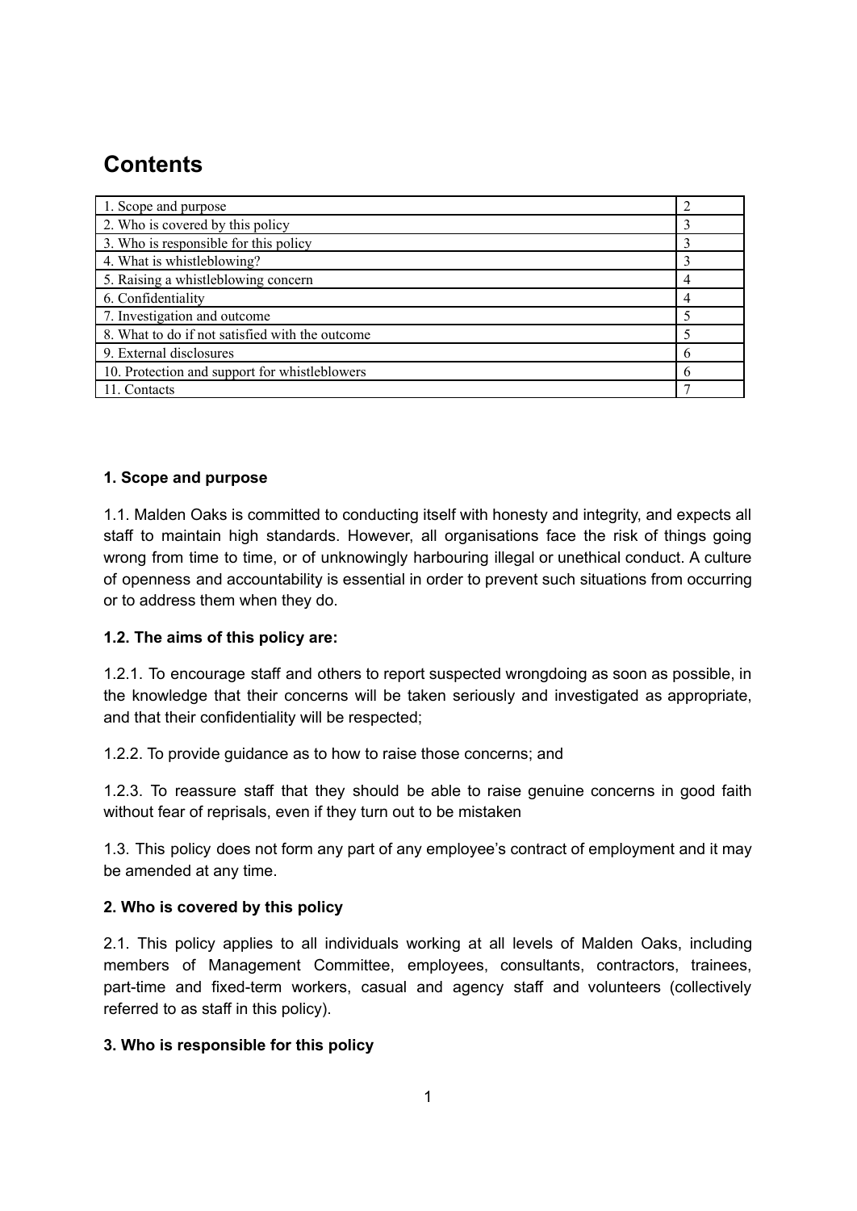# Contents

| | |
|---|---|
| 1. Scope and purpose | 2 |
| 2. Who is covered by this policy | 3 |
| 3. Who is responsible for this policy | 3 |
| 4. What is whistleblowing? | 3 |
| 5. Raising a whistleblowing concern | 4 |
| 6. Confidentiality | 4 |
| 7. Investigation and outcome | 5 |
| 8. What to do if not satisfied with the outcome | 5 |
| 9. External disclosures | 6 |
| 10. Protection and support for whistleblowers | 6 |
| 11. Contacts | 7 |

**1. Scope and purpose**

1.1. Malden Oaks is committed to conducting itself with honesty and integrity, and expects all staff to maintain high standards. However, all organisations face the risk of things going wrong from time to time, or of unknowingly harbouring illegal or unethical conduct. A culture of openness and accountability is essential in order to prevent such situations from occurring or to address them when they do.

**1.2. The aims of this policy are:**

1.2.1. To encourage staff and others to report suspected wrongdoing as soon as possible, in the knowledge that their concerns will be taken seriously and investigated as appropriate, and that their confidentiality will be respected;

1.2.2. To provide guidance as to how to raise those concerns; and

1.2.3. To reassure staff that they should be able to raise genuine concerns in good faith without fear of reprisals, even if they turn out to be mistaken

1.3. This policy does not form any part of any employee's contract of employment and it may be amended at any time.

**2. Who is covered by this policy**

2.1. This policy applies to all individuals working at all levels of Malden Oaks, including members of Management Committee, employees, consultants, contractors, trainees, part-time and fixed-term workers, casual and agency staff and volunteers (collectively referred to as staff in this policy).

**3. Who is responsible for this policy**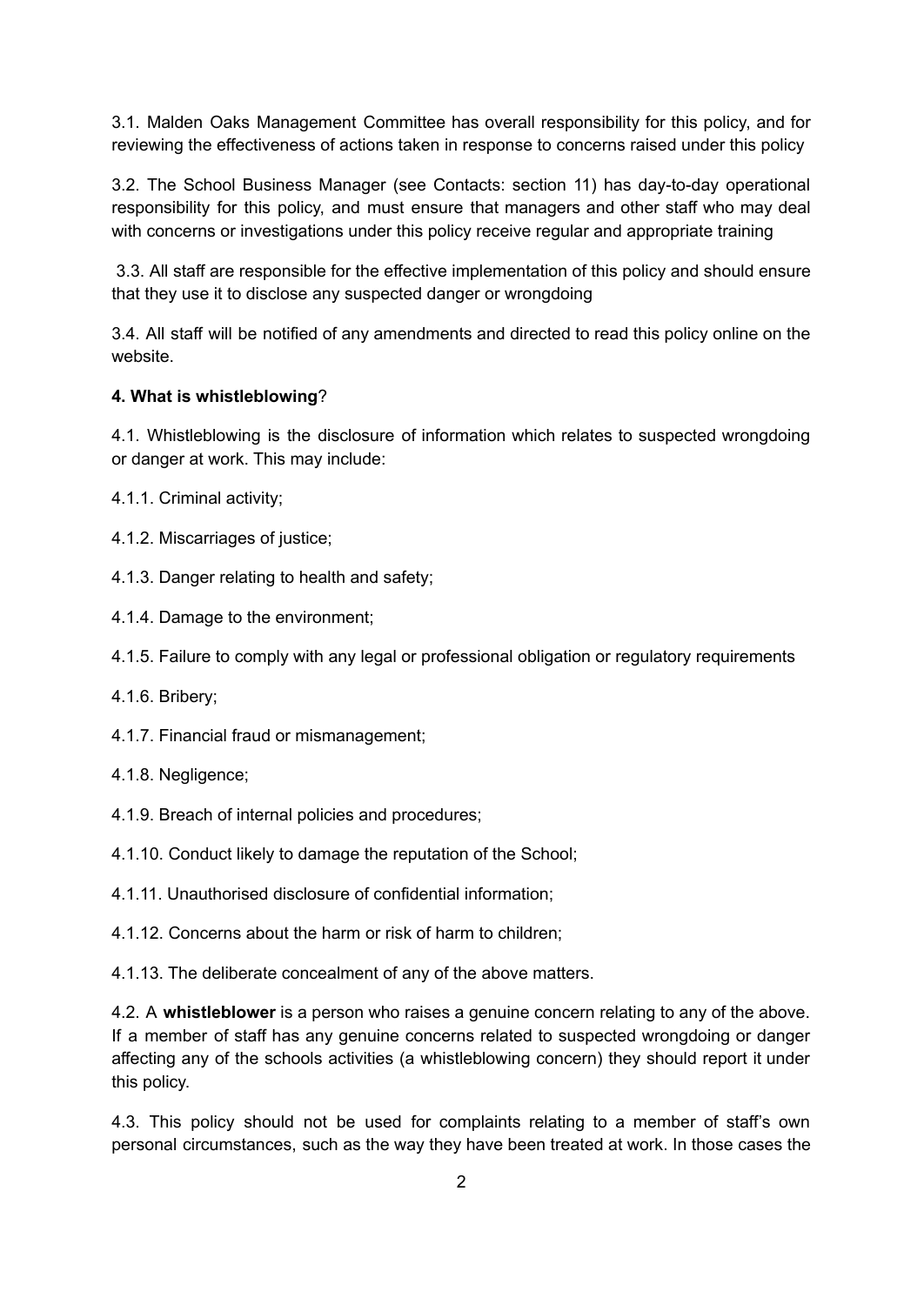3.1. Malden Oaks Management Committee has overall responsibility for this policy, and for reviewing the effectiveness of actions taken in response to concerns raised under this policy

3.2. The School Business Manager (see Contacts: section 11) has day-to-day operational responsibility for this policy, and must ensure that managers and other staff who may deal with concerns or investigations under this policy receive regular and appropriate training

3.3. All staff are responsible for the effective implementation of this policy and should ensure that they use it to disclose any suspected danger or wrongdoing

3.4. All staff will be notified of any amendments and directed to read this policy online on the website.

**4. What is whistleblowing**?

4.1. Whistleblowing is the disclosure of information which relates to suspected wrongdoing or danger at work. This may include:

4.1.1. Criminal activity;

4.1.2. Miscarriages of justice;

4.1.3. Danger relating to health and safety;

4.1.4. Damage to the environment;

4.1.5. Failure to comply with any legal or professional obligation or regulatory requirements

4.1.6. Bribery;

4.1.7. Financial fraud or mismanagement;

4.1.8. Negligence;

4.1.9. Breach of internal policies and procedures;

4.1.10. Conduct likely to damage the reputation of the School;

4.1.11. Unauthorised disclosure of confidential information;

4.1.12. Concerns about the harm or risk of harm to children;

4.1.13. The deliberate concealment of any of the above matters.

4.2. A **whistleblower** is a person who raises a genuine concern relating to any of the above. If a member of staff has any genuine concerns related to suspected wrongdoing or danger affecting any of the schools activities (a whistleblowing concern) they should report it under this policy.

4.3. This policy should not be used for complaints relating to a member of staff's own personal circumstances, such as the way they have been treated at work. In those cases the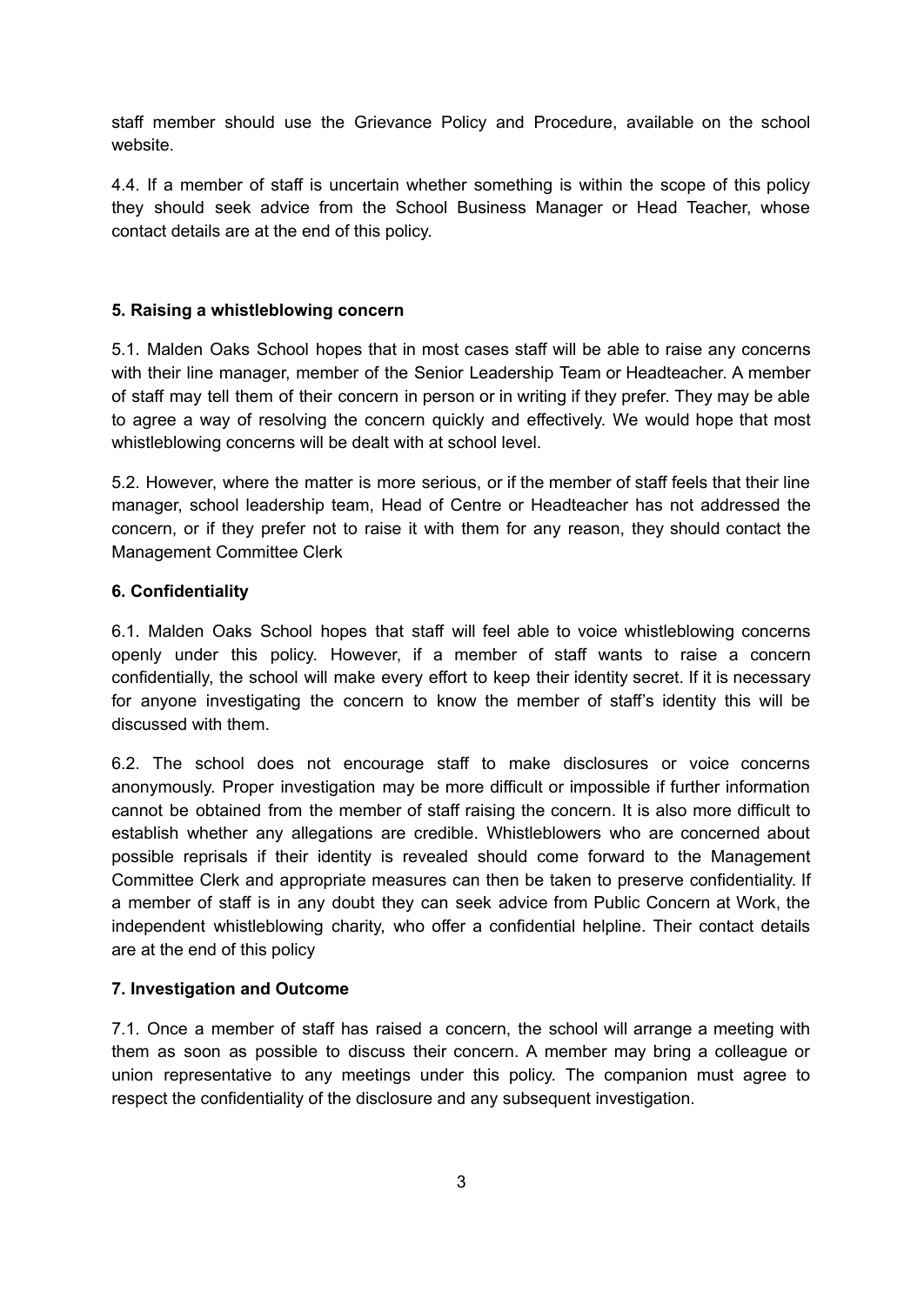staff member should use the Grievance Policy and Procedure, available on the school website.

4.4. If a member of staff is uncertain whether something is within the scope of this policy they should seek advice from the School Business Manager or Head Teacher, whose contact details are at the end of this policy.

**5. Raising a whistleblowing concern**

5.1. Malden Oaks School hopes that in most cases staff will be able to raise any concerns with their line manager, member of the Senior Leadership Team or Headteacher. A member of staff may tell them of their concern in person or in writing if they prefer. They may be able to agree a way of resolving the concern quickly and effectively. We would hope that most whistleblowing concerns will be dealt with at school level.

5.2. However, where the matter is more serious, or if the member of staff feels that their line manager, school leadership team, Head of Centre or Headteacher has not addressed the concern, or if they prefer not to raise it with them for any reason, they should contact the Management Committee Clerk

**6. Confidentiality**

6.1. Malden Oaks School hopes that staff will feel able to voice whistleblowing concerns openly under this policy. However, if a member of staff wants to raise a concern confidentially, the school will make every effort to keep their identity secret. If it is necessary for anyone investigating the concern to know the member of staff's identity this will be discussed with them.

6.2. The school does not encourage staff to make disclosures or voice concerns anonymously. Proper investigation may be more difficult or impossible if further information cannot be obtained from the member of staff raising the concern. It is also more difficult to establish whether any allegations are credible. Whistleblowers who are concerned about possible reprisals if their identity is revealed should come forward to the Management Committee Clerk and appropriate measures can then be taken to preserve confidentiality. If a member of staff is in any doubt they can seek advice from Public Concern at Work, the independent whistleblowing charity, who offer a confidential helpline. Their contact details are at the end of this policy

**7. Investigation and Outcome**

7.1. Once a member of staff has raised a concern, the school will arrange a meeting with them as soon as possible to discuss their concern. A member may bring a colleague or union representative to any meetings under this policy. The companion must agree to respect the confidentiality of the disclosure and any subsequent investigation.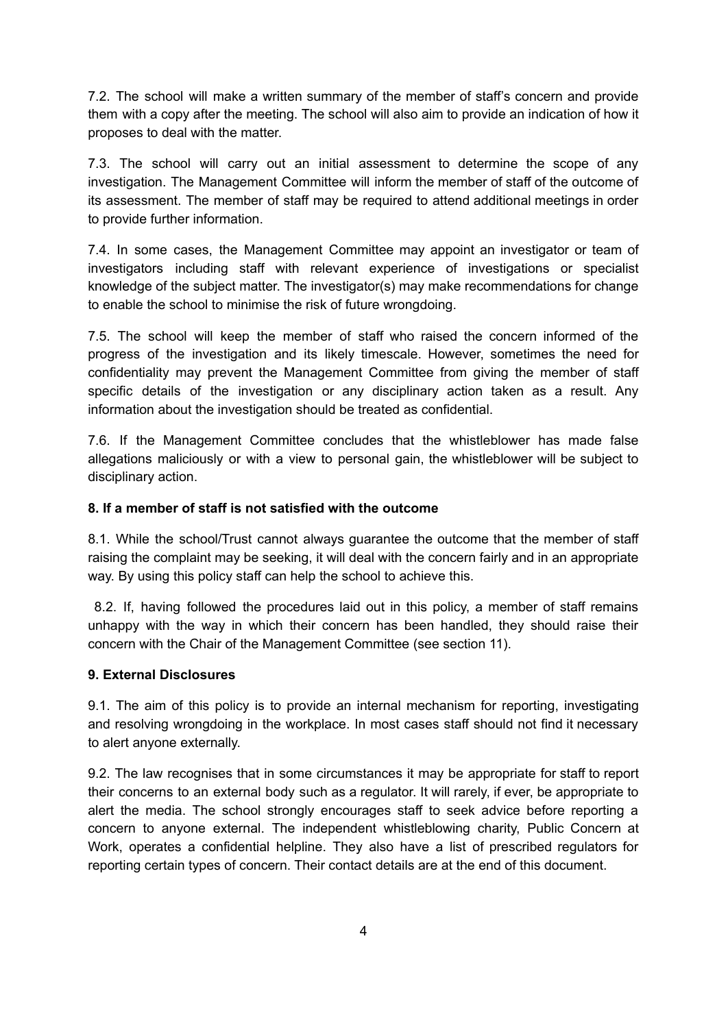7.2. The school will make a written summary of the member of staff's concern and provide them with a copy after the meeting. The school will also aim to provide an indication of how it proposes to deal with the matter.

7.3. The school will carry out an initial assessment to determine the scope of any investigation. The Management Committee will inform the member of staff of the outcome of its assessment. The member of staff may be required to attend additional meetings in order to provide further information.

7.4. In some cases, the Management Committee may appoint an investigator or team of investigators including staff with relevant experience of investigations or specialist knowledge of the subject matter. The investigator(s) may make recommendations for change to enable the school to minimise the risk of future wrongdoing.

7.5. The school will keep the member of staff who raised the concern informed of the progress of the investigation and its likely timescale. However, sometimes the need for confidentiality may prevent the Management Committee from giving the member of staff specific details of the investigation or any disciplinary action taken as a result. Any information about the investigation should be treated as confidential.

7.6. If the Management Committee concludes that the whistleblower has made false allegations maliciously or with a view to personal gain, the whistleblower will be subject to disciplinary action.

**8. If a member of staff is not satisfied with the outcome**

8.1. While the school/Trust cannot always guarantee the outcome that the member of staff raising the complaint may be seeking, it will deal with the concern fairly and in an appropriate way. By using this policy staff can help the school to achieve this.

8.2. If, having followed the procedures laid out in this policy, a member of staff remains unhappy with the way in which their concern has been handled, they should raise their concern with the Chair of the Management Committee (see section 11).

**9. External Disclosures**

9.1. The aim of this policy is to provide an internal mechanism for reporting, investigating and resolving wrongdoing in the workplace. In most cases staff should not find it necessary to alert anyone externally.

9.2. The law recognises that in some circumstances it may be appropriate for staff to report their concerns to an external body such as a regulator. It will rarely, if ever, be appropriate to alert the media. The school strongly encourages staff to seek advice before reporting a concern to anyone external. The independent whistleblowing charity, Public Concern at Work, operates a confidential helpline. They also have a list of prescribed regulators for reporting certain types of concern. Their contact details are at the end of this document.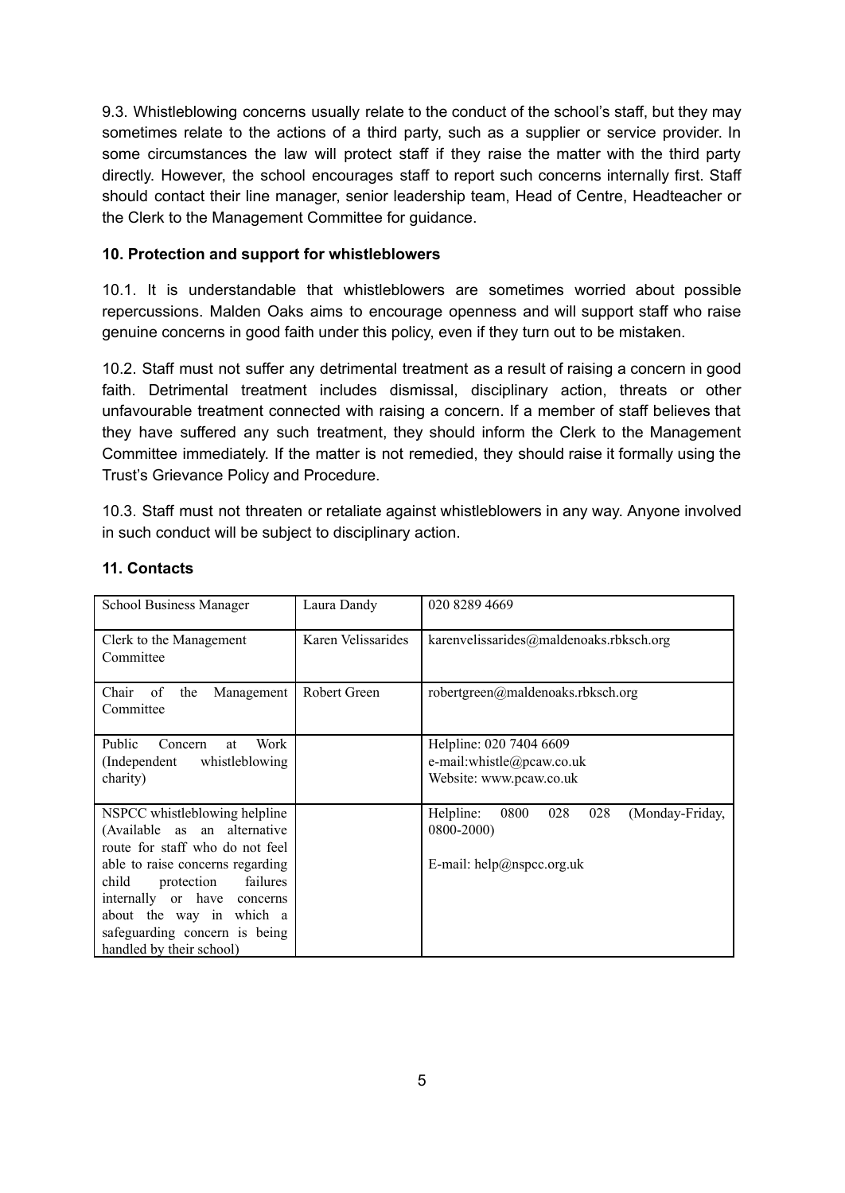9.3. Whistleblowing concerns usually relate to the conduct of the school's staff, but they may sometimes relate to the actions of a third party, such as a supplier or service provider. In some circumstances the law will protect staff if they raise the matter with the third party directly. However, the school encourages staff to report such concerns internally first. Staff should contact their line manager, senior leadership team, Head of Centre, Headteacher or the Clerk to the Management Committee for guidance.

**10. Protection and support for whistleblowers**

10.1. It is understandable that whistleblowers are sometimes worried about possible repercussions. Malden Oaks aims to encourage openness and will support staff who raise genuine concerns in good faith under this policy, even if they turn out to be mistaken.

10.2. Staff must not suffer any detrimental treatment as a result of raising a concern in good faith. Detrimental treatment includes dismissal, disciplinary action, threats or other unfavourable treatment connected with raising a concern. If a member of staff believes that they have suffered any such treatment, they should inform the Clerk to the Management Committee immediately. If the matter is not remedied, they should raise it formally using the Trust's Grievance Policy and Procedure.

10.3. Staff must not threaten or retaliate against whistleblowers in any way. Anyone involved in such conduct will be subject to disciplinary action.

**11. Contacts**

| | | |
|---|---|---|
| School Business Manager | Laura Dandy | 020 8289 4669 |
| Clerk to the Management Committee | Karen Velissarides | karenvelissarides@maldenoaks.rbksch.org |
| Chair of the Management Committee | Robert Green | robertgreen@maldenoaks.rbksch.org |
| Public Concern at Work (Independent whistleblowing charity) | | Helpline: 020 7404 6609<br>e-mail:whistle@pcaw.co.uk<br>Website: www.pcaw.co.uk |
| NSPCC whistleblowing helpline (Available as an alternative route for staff who do not feel able to raise concerns regarding child protection failures internally or have concerns about the way in which a safeguarding concern is being handled by their school) | | Helpline: 0800 028 028 (Monday-Friday, 0800-2000)<br><br>E-mail: help@nspcc.org.uk |